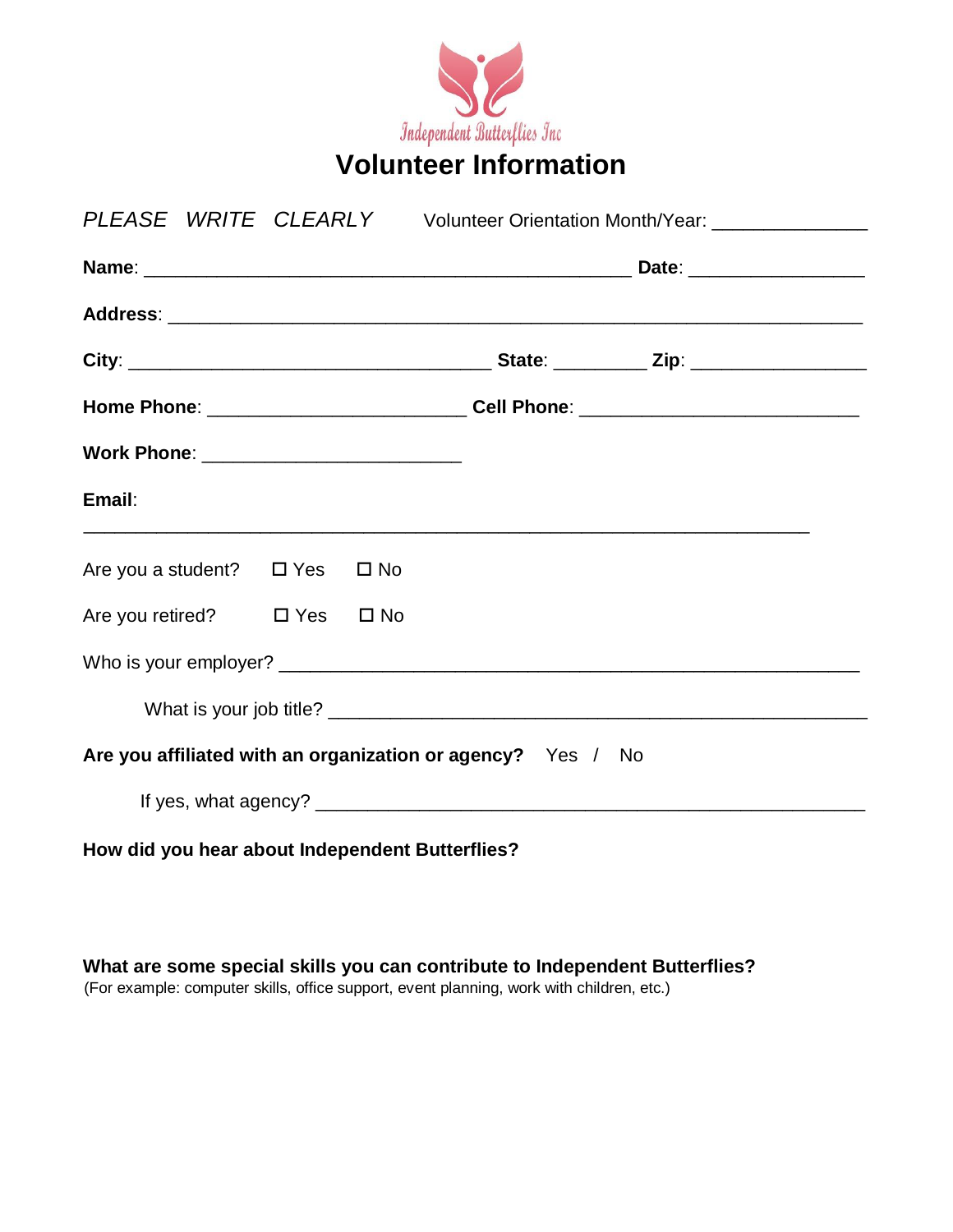Independent Butterflies Inc

# Volunteer Information

*PLEASE WRITE CLEARLY* Volunteer Orientation Month/Year: _______________

**Name**: ______________________________________________ **Date**: _________________

**Address**: ___________________________________________________________________

**City**: __________________________________ **State**: _________ **Zip**: _________________

**Home Phone**: ________________________ **Cell Phone**: __________________________

**Work Phone**: ________________________

**Email**:

____________________________________________________________________

Are you a student? ☐ Yes ☐ No

Are you retired? ☐ Yes ☐ No

Who is your employer? ______________________________________________________

What is your job title? ___________________________________________________

**Are you affiliated with an organization or agency?** Yes / No

If yes, what agency? _____________________________________________________

**How did you hear about Independent Butterflies?**

**What are some special skills you can contribute to Independent Butterflies?**
(For example: computer skills, office support, event planning, work with children, etc.)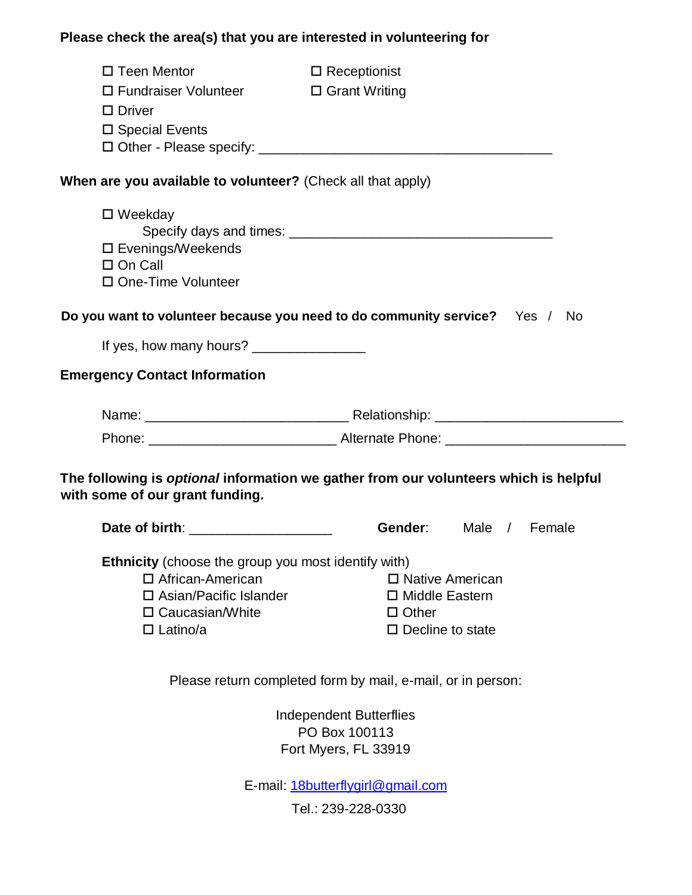**Please check the area(s) that you are interested in volunteering for**

☐ Teen Mentor
☐ Receptionist
☐ Fundraiser Volunteer
☐ Grant Writing
☐ Driver
☐ Special Events
☐ Other - Please specify: ______________________________________

**When are you available to volunteer?** (Check all that apply)

☐ Weekday
Specify days and times: __________________________________
☐ Evenings/Weekends
☐ On Call
☐ One-Time Volunteer

**Do you want to volunteer because you need to do community service?** Yes / No

If yes, how many hours? _______________

**Emergency Contact Information**

Name: ___________________________ Relationship: _________________________

Phone: _________________________ Alternate Phone: ________________________

**The following is *optional* information we gather from our volunteers which is helpful with some of our grant funding.**

**Date of birth**: ___________________ **Gender**: Male / Female

**Ethnicity** (choose the group you most identify with)

☐ African-American
☐ Native American
☐ Asian/Pacific Islander
☐ Middle Eastern
☐ Caucasian/White
☐ Other
☐ Latino/a
☐ Decline to state

Please return completed form by mail, e-mail, or in person:

Independent Butterflies
PO Box 100113
Fort Myers, FL 33919

E-mail: 18butterflygirl@gmail.com

Tel.: 239-228-0330